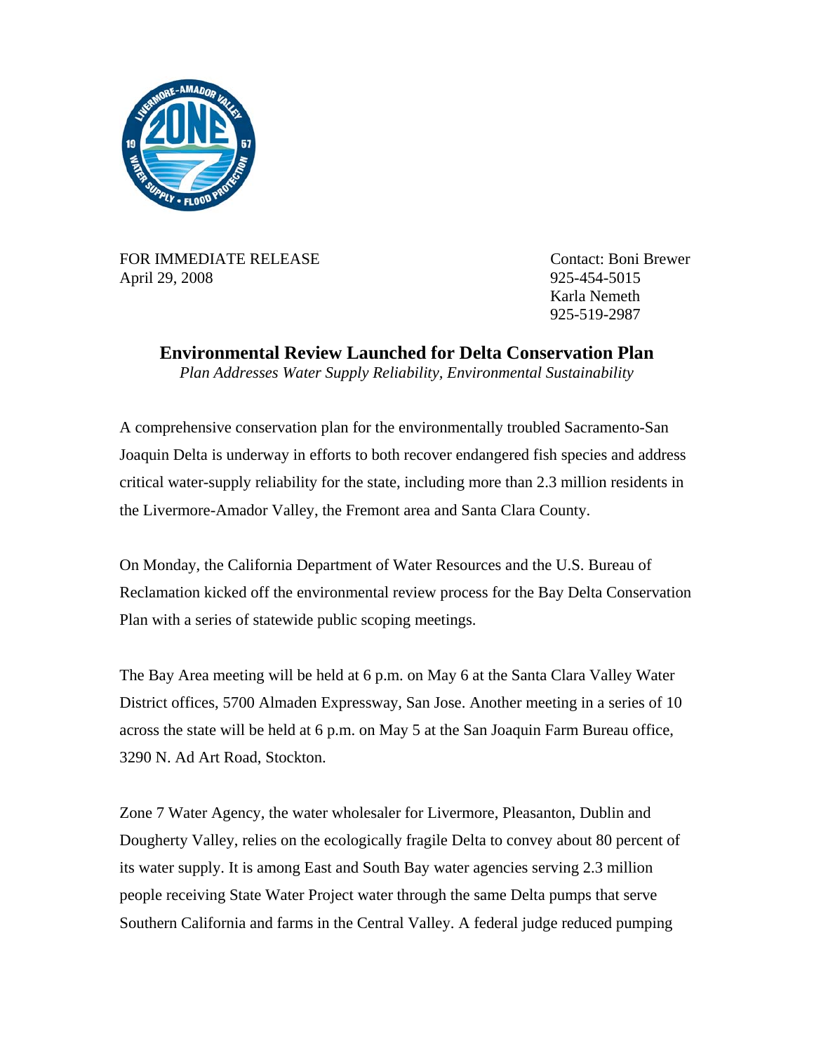FOR IMMEDIATE RELEASE
April 29, 2008

Contact: Boni Brewer
925-454-5015
Karla Nemeth
925-519-2987

# Environmental Review Launched for Delta Conservation Plan

*Plan Addresses Water Supply Reliability, Environmental Sustainability*

A comprehensive conservation plan for the environmentally troubled Sacramento-San Joaquin Delta is underway in efforts to both recover endangered fish species and address critical water-supply reliability for the state, including more than 2.3 million residents in the Livermore-Amador Valley, the Fremont area and Santa Clara County.

On Monday, the California Department of Water Resources and the U.S. Bureau of Reclamation kicked off the environmental review process for the Bay Delta Conservation Plan with a series of statewide public scoping meetings.

The Bay Area meeting will be held at 6 p.m. on May 6 at the Santa Clara Valley Water District offices, 5700 Almaden Expressway, San Jose. Another meeting in a series of 10 across the state will be held at 6 p.m. on May 5 at the San Joaquin Farm Bureau office, 3290 N. Ad Art Road, Stockton.

Zone 7 Water Agency, the water wholesaler for Livermore, Pleasanton, Dublin and Dougherty Valley, relies on the ecologically fragile Delta to convey about 80 percent of its water supply. It is among East and South Bay water agencies serving 2.3 million people receiving State Water Project water through the same Delta pumps that serve Southern California and farms in the Central Valley. A federal judge reduced pumping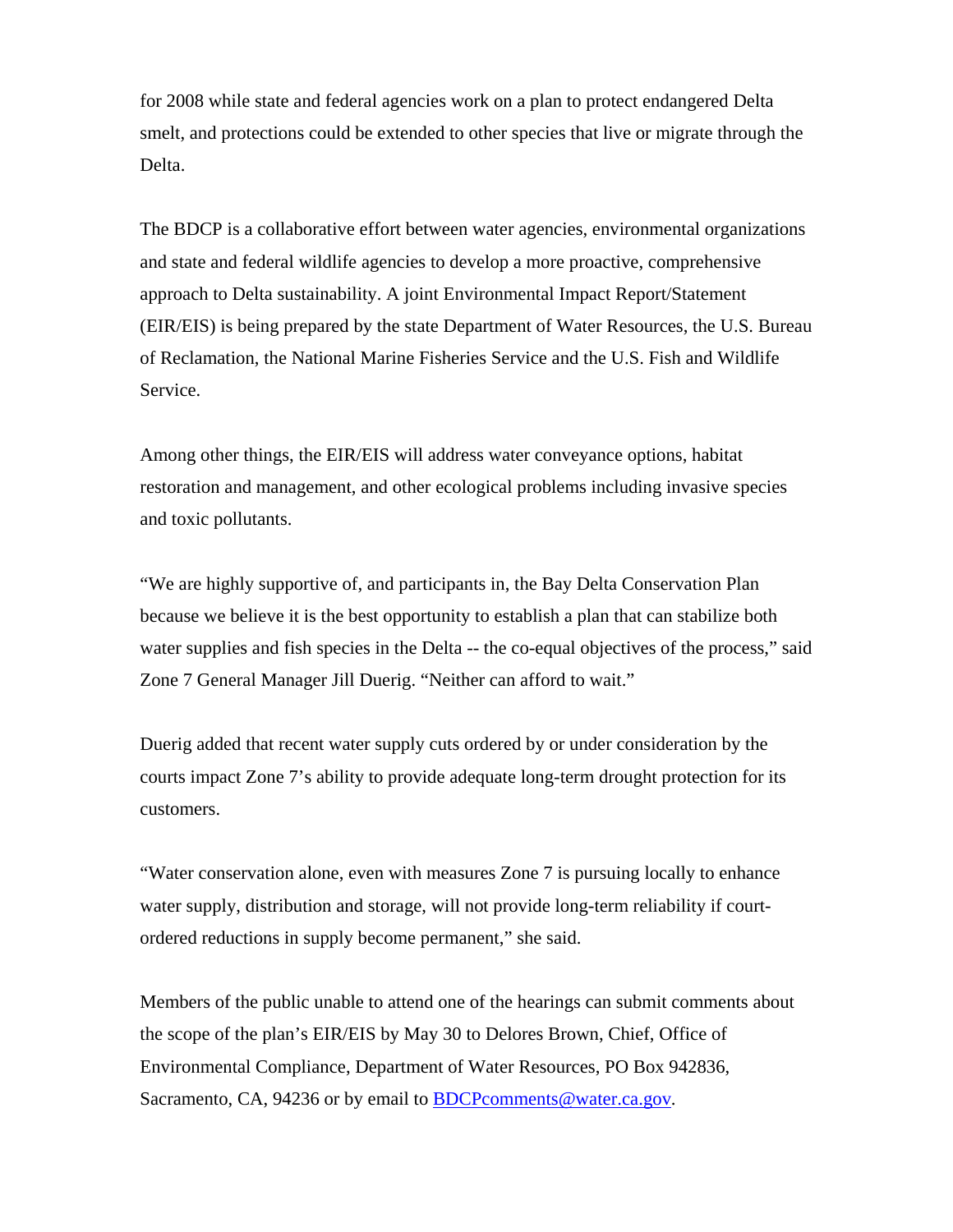for 2008 while state and federal agencies work on a plan to protect endangered Delta smelt, and protections could be extended to other species that live or migrate through the Delta.

The BDCP is a collaborative effort between water agencies, environmental organizations and state and federal wildlife agencies to develop a more proactive, comprehensive approach to Delta sustainability. A joint Environmental Impact Report/Statement (EIR/EIS) is being prepared by the state Department of Water Resources, the U.S. Bureau of Reclamation, the National Marine Fisheries Service and the U.S. Fish and Wildlife Service.

Among other things, the EIR/EIS will address water conveyance options, habitat restoration and management, and other ecological problems including invasive species and toxic pollutants.

"We are highly supportive of, and participants in, the Bay Delta Conservation Plan because we believe it is the best opportunity to establish a plan that can stabilize both water supplies and fish species in the Delta -- the co-equal objectives of the process," said Zone 7 General Manager Jill Duerig. "Neither can afford to wait."

Duerig added that recent water supply cuts ordered by or under consideration by the courts impact Zone 7's ability to provide adequate long-term drought protection for its customers.

"Water conservation alone, even with measures Zone 7 is pursuing locally to enhance water supply, distribution and storage, will not provide long-term reliability if court-ordered reductions in supply become permanent," she said.

Members of the public unable to attend one of the hearings can submit comments about the scope of the plan's EIR/EIS by May 30 to Delores Brown, Chief, Office of Environmental Compliance, Department of Water Resources, PO Box 942836, Sacramento, CA, 94236 or by email to BDCPcomments@water.ca.gov.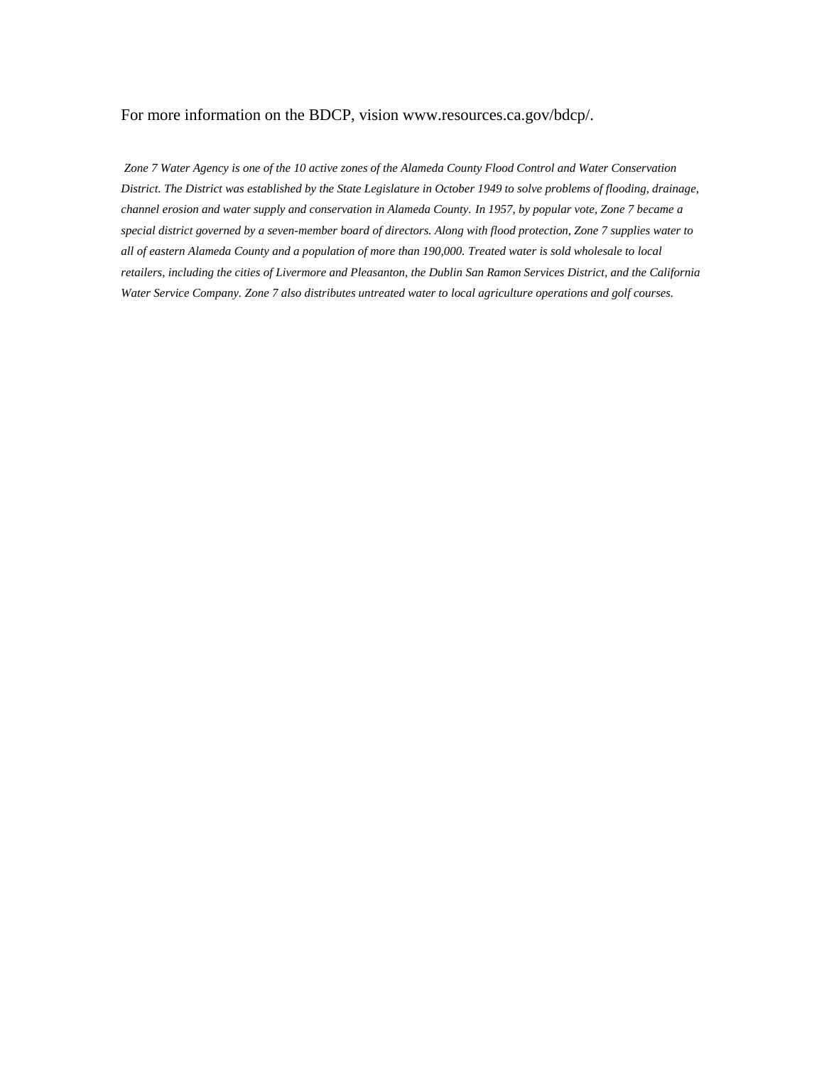For more information on the BDCP, vision www.resources.ca.gov/bdcp/.

*Zone 7 Water Agency is one of the 10 active zones of the Alameda County Flood Control and Water Conservation District. The District was established by the State Legislature in October 1949 to solve problems of flooding, drainage, channel erosion and water supply and conservation in Alameda County. In 1957, by popular vote, Zone 7 became a special district governed by a seven-member board of directors. Along with flood protection, Zone 7 supplies water to all of eastern Alameda County and a population of more than 190,000. Treated water is sold wholesale to local retailers, including the cities of Livermore and Pleasanton, the Dublin San Ramon Services District, and the California Water Service Company. Zone 7 also distributes untreated water to local agriculture operations and golf courses.*